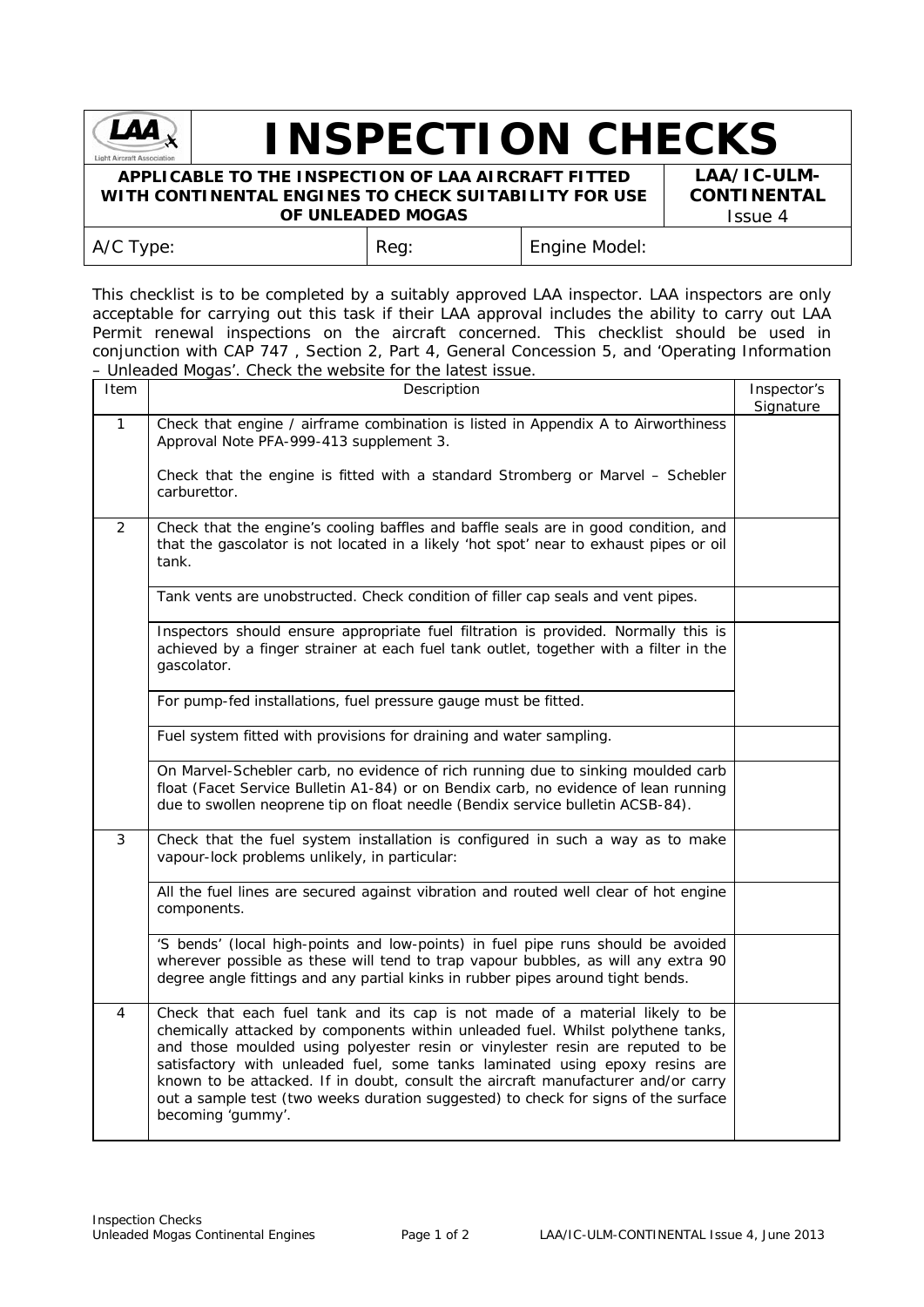# INSPECTION CHECKS

**APPLICABLE TO THE INSPECTION OF LAA AIRCRAFT FITTED WITH CONTINENTAL ENGINES TO CHECK SUITABILITY FOR USE OF UNLEADED MOGAS**

**LAA/IC-ULM-CONTINENTAL**
Issue 4

| A/C Type: | Reg: | Engine Model: |
|---|---|---|

This checklist is to be completed by a suitably approved LAA inspector. LAA inspectors are only acceptable for carrying out this task if their LAA approval includes the ability to carry out LAA Permit renewal inspections on the aircraft concerned. This checklist should be used in conjunction with CAP 747 , Section 2, Part 4, General Concession 5, and 'Operating Information – Unleaded Mogas'. Check the website for the latest issue.

| Item | Description | Inspector's Signature |
|---|---|---|
| 1 | Check that engine / airframe combination is listed in Appendix A to Airworthiness Approval Note PFA-999-413 supplement 3.<br><br>Check that the engine is fitted with a standard Stromberg or Marvel – Schebler carburettor. | |
| 2 | Check that the engine's cooling baffles and baffle seals are in good condition, and that the gascolator is not located in a likely 'hot spot' near to exhaust pipes or oil tank. | |
| | Tank vents are unobstructed. Check condition of filler cap seals and vent pipes. | |
| | Inspectors should ensure appropriate fuel filtration is provided. Normally this is achieved by a finger strainer at each fuel tank outlet, together with a filter in the gascolator.<br><br>For pump-fed installations, fuel pressure gauge must be fitted. | |
| | Fuel system fitted with provisions for draining and water sampling. | |
| | On Marvel-Schebler carb, no evidence of rich running due to sinking moulded carb float (Facet Service Bulletin A1-84) or on Bendix carb, no evidence of lean running due to swollen neoprene tip on float needle (Bendix service bulletin ACSB-84). | |
| 3 | Check that the fuel system installation is configured in such a way as to make vapour-lock problems unlikely, in particular: | |
| | All the fuel lines are secured against vibration and routed well clear of hot engine components. | |
| | 'S bends' (local high-points and low-points) in fuel pipe runs should be avoided wherever possible as these will tend to trap vapour bubbles, as will any extra 90 degree angle fittings and any partial kinks in rubber pipes around tight bends. | |
| 4 | Check that each fuel tank and its cap is not made of a material likely to be chemically attacked by components within unleaded fuel. Whilst polythene tanks, and those moulded using polyester resin or vinylester resin are reputed to be satisfactory with unleaded fuel, some tanks laminated using epoxy resins are known to be attacked. If in doubt, consult the aircraft manufacturer and/or carry out a sample test (two weeks duration suggested) to check for signs of the surface becoming 'gummy'. | |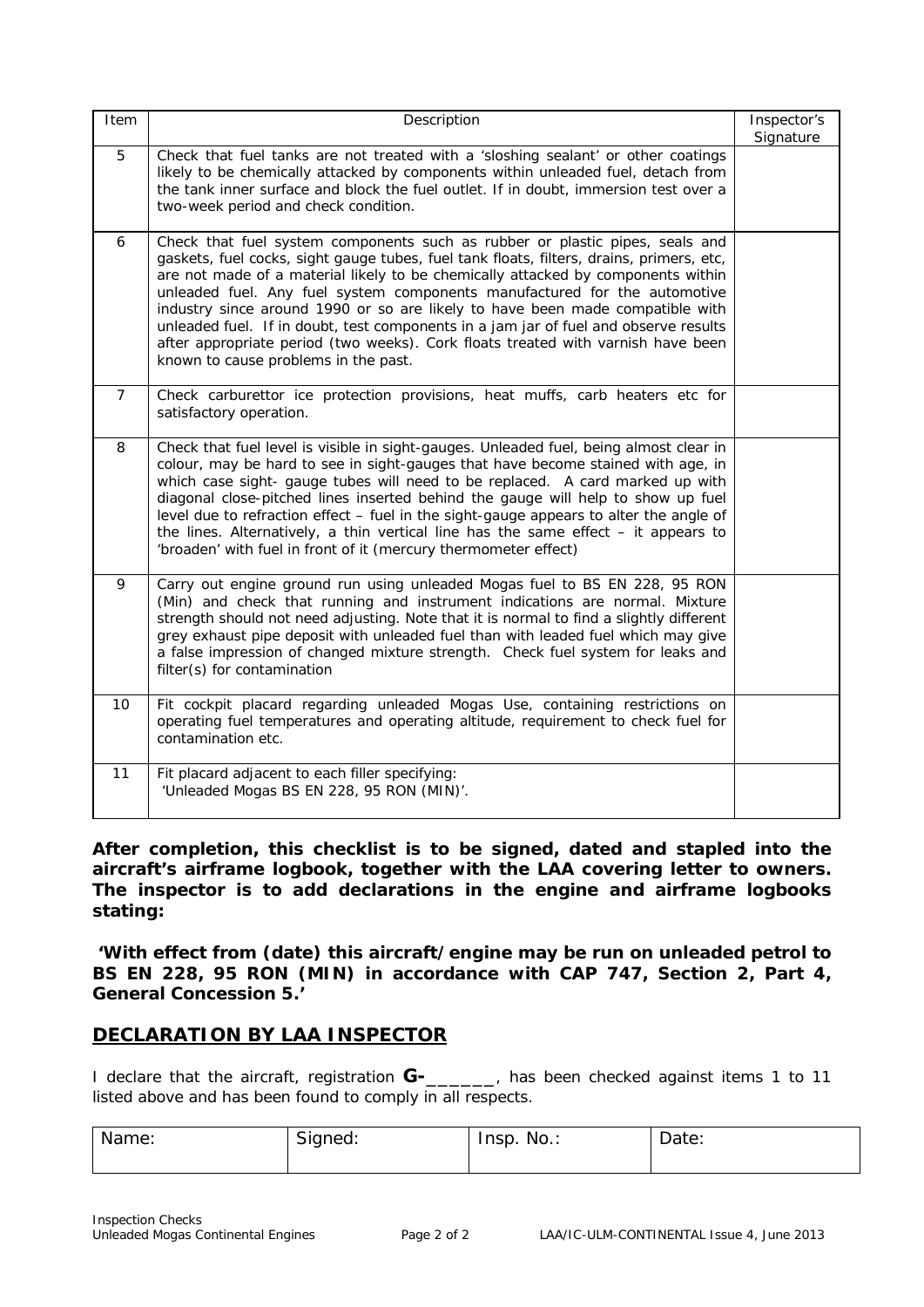| Item | Description | Inspector's Signature |
|---|---|---|
| 5 | Check that fuel tanks are not treated with a 'sloshing sealant' or other coatings likely to be chemically attacked by components within unleaded fuel, detach from the tank inner surface and block the fuel outlet. If in doubt, immersion test over a two-week period and check condition. | |
| 6 | Check that fuel system components such as rubber or plastic pipes, seals and gaskets, fuel cocks, sight gauge tubes, fuel tank floats, filters, drains, primers, etc, are not made of a material likely to be chemically attacked by components within unleaded fuel. Any fuel system components manufactured for the automotive industry since around 1990 or so are likely to have been made compatible with unleaded fuel. If in doubt, test components in a jam jar of fuel and observe results after appropriate period (two weeks). Cork floats treated with varnish have been known to cause problems in the past. | |
| 7 | Check carburettor ice protection provisions, heat muffs, carb heaters etc for satisfactory operation. | |
| 8 | Check that fuel level is visible in sight-gauges. Unleaded fuel, being almost clear in colour, may be hard to see in sight-gauges that have become stained with age, in which case sight- gauge tubes will need to be replaced. A card marked up with diagonal close-pitched lines inserted behind the gauge will help to show up fuel level due to refraction effect – fuel in the sight-gauge appears to alter the angle of the lines. Alternatively, a thin vertical line has the same effect – it appears to 'broaden' with fuel in front of it (mercury thermometer effect) | |
| 9 | Carry out engine ground run using unleaded Mogas fuel to BS EN 228, 95 RON (Min) and check that running and instrument indications are normal. Mixture strength should not need adjusting. Note that it is normal to find a slightly different grey exhaust pipe deposit with unleaded fuel than with leaded fuel which may give a false impression of changed mixture strength. Check fuel system for leaks and filter(s) for contamination | |
| 10 | Fit cockpit placard regarding unleaded Mogas Use, containing restrictions on operating fuel temperatures and operating altitude, requirement to check fuel for contamination etc. | |
| 11 | Fit placard adjacent to each filler specifying: 'Unleaded Mogas BS EN 228, 95 RON (MIN)'. | |

**After completion, this checklist is to be signed, dated and stapled into the aircraft's airframe logbook, together with the LAA covering letter to owners. The inspector is to add declarations in the engine and airframe logbooks stating:**

**'With effect from (date) this aircraft/engine may be run on unleaded petrol to BS EN 228, 95 RON (MIN) in accordance with CAP 747, Section 2, Part 4, General Concession 5.'**

## DECLARATION BY LAA INSPECTOR

I declare that the aircraft, registration **G-**______, has been checked against items 1 to 11 listed above and has been found to comply in all respects.

| Name: | Signed: | Insp. No.: | Date: |
|---|---|---|---|
| | | | |